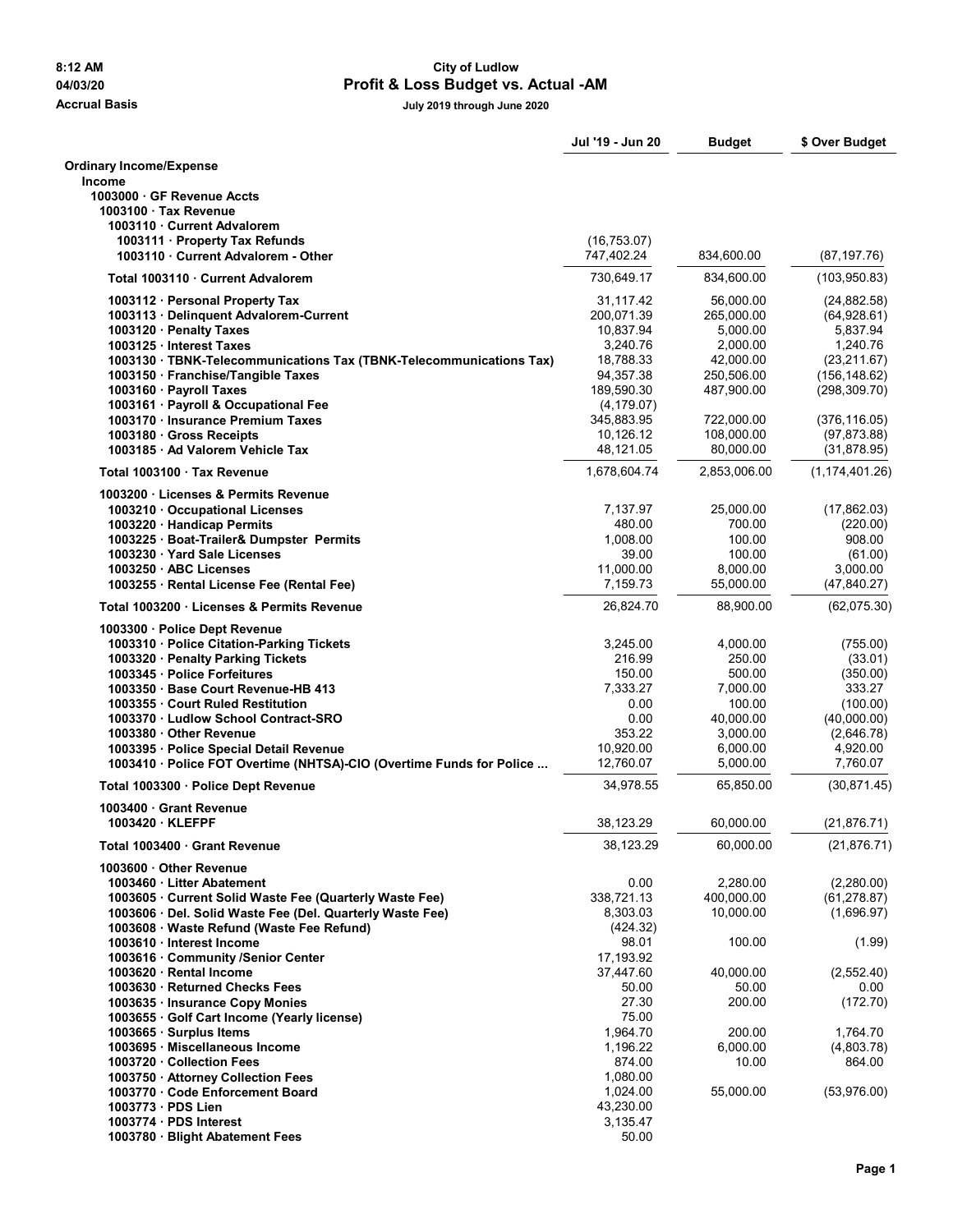**City of Ludlow**

**Profit & Loss Budget vs. Actual -AM**

Accrual Basis

July 2019 through June 2020

8:12 AM
04/03/20

| | Jul '19 - Jun 20 | Budget | $ Over Budget |
|---|---|---|---|
| **Ordinary Income/Expense** | | | |
| **Income** | | | |
| **1003000 · GF Revenue Accts** | | | |
| **1003100 · Tax Revenue** | | | |
| **1003110 · Current Advalorem** | | | |
| 1003111 · Property Tax Refunds | (16,753.07) | | |
| 1003110 · Current Advalorem - Other | 747,402.24 | 834,600.00 | (87,197.76) |
| **Total 1003110 · Current Advalorem** | 730,649.17 | 834,600.00 | (103,950.83) |
| 1003112 · Personal Property Tax | 31,117.42 | 56,000.00 | (24,882.58) |
| 1003113 · Delinquent Advalorem-Current | 200,071.39 | 265,000.00 | (64,928.61) |
| 1003120 · Penalty Taxes | 10,837.94 | 5,000.00 | 5,837.94 |
| 1003125 · Interest Taxes | 3,240.76 | 2,000.00 | 1,240.76 |
| 1003130 · TBNK-Telecommunications Tax (TBNK-Telecommunications Tax) | 18,788.33 | 42,000.00 | (23,211.67) |
| 1003150 · Franchise/Tangible Taxes | 94,357.38 | 250,506.00 | (156,148.62) |
| 1003160 · Payroll Taxes | 189,590.30 | 487,900.00 | (298,309.70) |
| 1003161 · Payroll & Occupational Fee | (4,179.07) | | |
| 1003170 · Insurance Premium Taxes | 345,883.95 | 722,000.00 | (376,116.05) |
| 1003180 · Gross Receipts | 10,126.12 | 108,000.00 | (97,873.88) |
| 1003185 · Ad Valorem Vehicle Tax | 48,121.05 | 80,000.00 | (31,878.95) |
| **Total 1003100 · Tax Revenue** | 1,678,604.74 | 2,853,006.00 | (1,174,401.26) |
| **1003200 · Licenses & Permits Revenue** | | | |
| 1003210 · Occupational Licenses | 7,137.97 | 25,000.00 | (17,862.03) |
| 1003220 · Handicap Permits | 480.00 | 700.00 | (220.00) |
| 1003225 · Boat-Trailer& Dumpster Permits | 1,008.00 | 100.00 | 908.00 |
| 1003230 · Yard Sale Licenses | 39.00 | 100.00 | (61.00) |
| 1003250 · ABC Licenses | 11,000.00 | 8,000.00 | 3,000.00 |
| 1003255 · Rental License Fee (Rental Fee) | 7,159.73 | 55,000.00 | (47,840.27) |
| **Total 1003200 · Licenses & Permits Revenue** | 26,824.70 | 88,900.00 | (62,075.30) |
| **1003300 · Police Dept Revenue** | | | |
| 1003310 · Police Citation-Parking Tickets | 3,245.00 | 4,000.00 | (755.00) |
| 1003320 · Penalty Parking Tickets | 216.99 | 250.00 | (33.01) |
| 1003345 · Police Forfeitures | 150.00 | 500.00 | (350.00) |
| 1003350 · Base Court Revenue-HB 413 | 7,333.27 | 7,000.00 | 333.27 |
| 1003355 · Court Ruled Restitution | 0.00 | 100.00 | (100.00) |
| 1003370 · Ludlow School Contract-SRO | 0.00 | 40,000.00 | (40,000.00) |
| 1003380 · Other Revenue | 353.22 | 3,000.00 | (2,646.78) |
| 1003395 · Police Special Detail Revenue | 10,920.00 | 6,000.00 | 4,920.00 |
| 1003410 · Police FOT Overtime (NHTSA)-CIO (Overtime Funds for Police ... | 12,760.07 | 5,000.00 | 7,760.07 |
| **Total 1003300 · Police Dept Revenue** | 34,978.55 | 65,850.00 | (30,871.45) |
| **1003400 · Grant Revenue** | | | |
| 1003420 · KLEFPF | 38,123.29 | 60,000.00 | (21,876.71) |
| **Total 1003400 · Grant Revenue** | 38,123.29 | 60,000.00 | (21,876.71) |
| **1003600 · Other Revenue** | | | |
| 1003460 · Litter Abatement | 0.00 | 2,280.00 | (2,280.00) |
| 1003605 · Current Solid Waste Fee (Quarterly Waste Fee) | 338,721.13 | 400,000.00 | (61,278.87) |
| 1003606 · Del. Solid Waste Fee (Del. Quarterly Waste Fee) | 8,303.03 | 10,000.00 | (1,696.97) |
| 1003608 · Waste Refund (Waste Fee Refund) | (424.32) | | |
| 1003610 · Interest Income | 98.01 | 100.00 | (1.99) |
| 1003616 · Community /Senior Center | 17,193.92 | | |
| 1003620 · Rental Income | 37,447.60 | 40,000.00 | (2,552.40) |
| 1003630 · Returned Checks Fees | 50.00 | 50.00 | 0.00 |
| 1003635 · Insurance Copy Monies | 27.30 | 200.00 | (172.70) |
| 1003655 · Golf Cart Income (Yearly license) | 75.00 | | |
| 1003665 · Surplus Items | 1,964.70 | 200.00 | 1,764.70 |
| 1003695 · Miscellaneous Income | 1,196.22 | 6,000.00 | (4,803.78) |
| 1003720 · Collection Fees | 874.00 | 10.00 | 864.00 |
| 1003750 · Attorney Collection Fees | 1,080.00 | | |
| 1003770 · Code Enforcement Board | 1,024.00 | 55,000.00 | (53,976.00) |
| 1003773 · PDS Lien | 43,230.00 | | |
| 1003774 · PDS Interest | 3,135.47 | | |
| 1003780 · Blight Abatement Fees | 50.00 | | |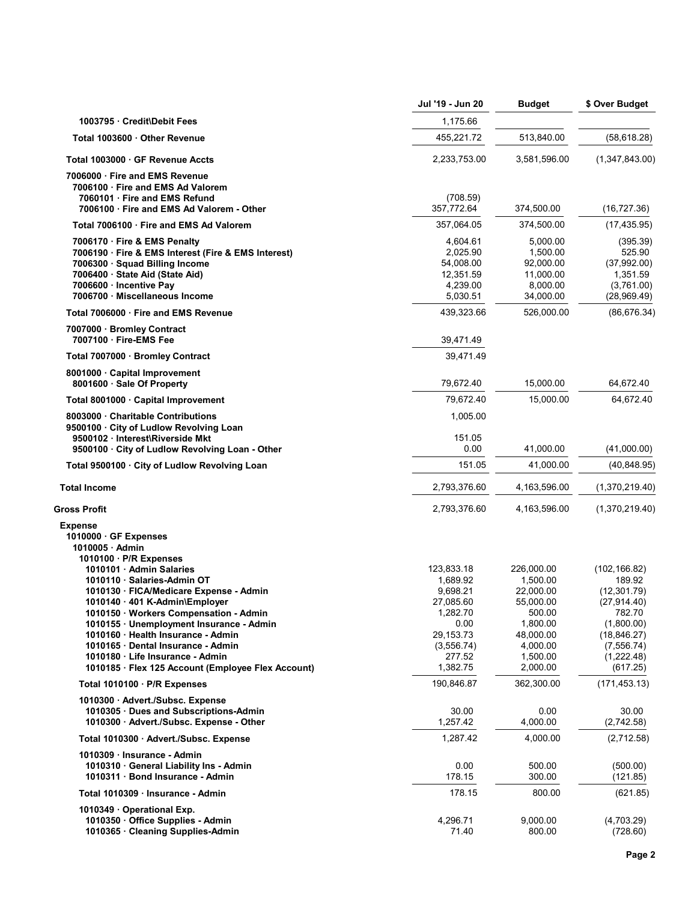| | Jul '19 - Jun 20 | Budget | $ Over Budget |
|---|---|---|---|
| 1003795 · Credit\Debit Fees | 1,175.66 | | |
| Total 1003600 · Other Revenue | 455,221.72 | 513,840.00 | (58,618.28) |
| Total 1003000 · GF Revenue Accts | 2,233,753.00 | 3,581,596.00 | (1,347,843.00) |
| 7006000 · Fire and EMS Revenue | | | |
| 7006100 · Fire and EMS Ad Valorem | | | |
| 7060101 · Fire and EMS Refund | (708.59) | | |
| 7006100 · Fire and EMS Ad Valorem - Other | 357,772.64 | 374,500.00 | (16,727.36) |
| Total 7006100 · Fire and EMS Ad Valorem | 357,064.05 | 374,500.00 | (17,435.95) |
| 7006170 · Fire & EMS Penalty | 4,604.61 | 5,000.00 | (395.39) |
| 7006190 · Fire & EMS Interest (Fire & EMS Interest) | 2,025.90 | 1,500.00 | 525.90 |
| 7006300 · Squad Billing Income | 54,008.00 | 92,000.00 | (37,992.00) |
| 7006400 · State Aid (State Aid) | 12,351.59 | 11,000.00 | 1,351.59 |
| 7006600 · Incentive Pay | 4,239.00 | 8,000.00 | (3,761.00) |
| 7006700 · Miscellaneous Income | 5,030.51 | 34,000.00 | (28,969.49) |
| Total 7006000 · Fire and EMS Revenue | 439,323.66 | 526,000.00 | (86,676.34) |
| 7007000 · Bromley Contract | | | |
| 7007100 · Fire-EMS Fee | 39,471.49 | | |
| Total 7007000 · Bromley Contract | 39,471.49 | | |
| 8001000 · Capital Improvement | | | |
| 8001600 · Sale Of Property | 79,672.40 | 15,000.00 | 64,672.40 |
| Total 8001000 · Capital Improvement | 79,672.40 | 15,000.00 | 64,672.40 |
| 8003000 · Charitable Contributions | 1,005.00 | | |
| 9500100 · City of Ludlow Revolving Loan | | | |
| 9500102 · Interest\Riverside Mkt | 151.05 | | |
| 9500100 · City of Ludlow Revolving Loan - Other | 0.00 | 41,000.00 | (41,000.00) |
| Total 9500100 · City of Ludlow Revolving Loan | 151.05 | 41,000.00 | (40,848.95) |
| Total Income | 2,793,376.60 | 4,163,596.00 | (1,370,219.40) |
| Gross Profit | 2,793,376.60 | 4,163,596.00 | (1,370,219.40) |
| Expense | | | |
| 1010000 · GF Expenses | | | |
| 1010005 · Admin | | | |
| 1010100 · P/R Expenses | | | |
| 1010101 · Admin Salaries | 123,833.18 | 226,000.00 | (102,166.82) |
| 1010110 · Salaries-Admin OT | 1,689.92 | 1,500.00 | 189.92 |
| 1010130 · FICA/Medicare Expense - Admin | 9,698.21 | 22,000.00 | (12,301.79) |
| 1010140 · 401 K-Admin\Employer | 27,085.60 | 55,000.00 | (27,914.40) |
| 1010150 · Workers Compensation - Admin | 1,282.70 | 500.00 | 782.70 |
| 1010155 · Unemployment Insurance - Admin | 0.00 | 1,800.00 | (1,800.00) |
| 1010160 · Health Insurance - Admin | 29,153.73 | 48,000.00 | (18,846.27) |
| 1010165 · Dental Insurance - Admin | (3,556.74) | 4,000.00 | (7,556.74) |
| 1010180 · Life Insurance - Admin | 277.52 | 1,500.00 | (1,222.48) |
| 1010185 · Flex 125 Account (Employee Flex Account) | 1,382.75 | 2,000.00 | (617.25) |
| Total 1010100 · P/R Expenses | 190,846.87 | 362,300.00 | (171,453.13) |
| 1010300 · Advert./Subsc. Expense | | | |
| 1010305 · Dues and Subscriptions-Admin | 30.00 | 0.00 | 30.00 |
| 1010300 · Advert./Subsc. Expense - Other | 1,257.42 | 4,000.00 | (2,742.58) |
| Total 1010300 · Advert./Subsc. Expense | 1,287.42 | 4,000.00 | (2,712.58) |
| 1010309 · Insurance - Admin | | | |
| 1010310 · General Liability Ins - Admin | 0.00 | 500.00 | (500.00) |
| 1010311 · Bond Insurance - Admin | 178.15 | 300.00 | (121.85) |
| Total 1010309 · Insurance - Admin | 178.15 | 800.00 | (621.85) |
| 1010349 · Operational Exp. | | | |
| 1010350 · Office Supplies - Admin | 4,296.71 | 9,000.00 | (4,703.29) |
| 1010365 · Cleaning Supplies-Admin | 71.40 | 800.00 | (728.60) |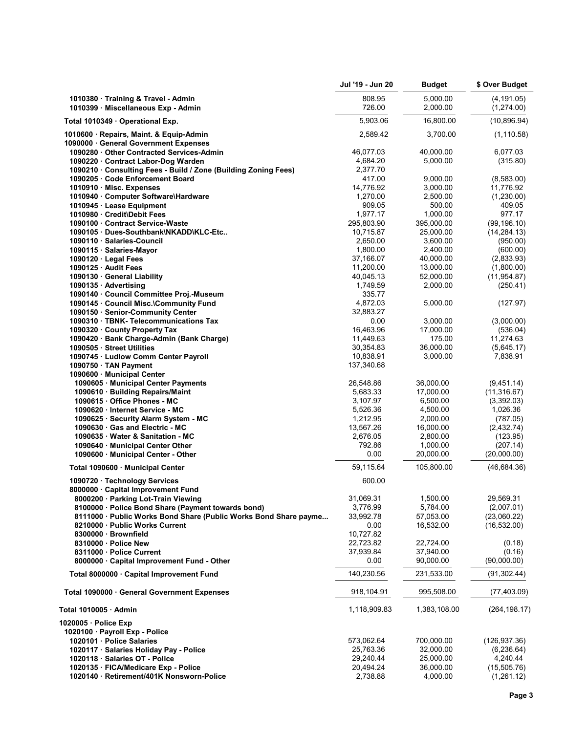| | Jul '19 - Jun 20 | Budget | $ Over Budget |
|---|---|---|---|
| 1010380 · Training & Travel - Admin | 808.95 | 5,000.00 | (4,191.05) |
| 1010399 · Miscellaneous Exp - Admin | 726.00 | 2,000.00 | (1,274.00) |
| Total 1010349 · Operational Exp. | 5,903.06 | 16,800.00 | (10,896.94) |
| 1010600 · Repairs, Maint. & Equip-Admin | 2,589.42 | 3,700.00 | (1,110.58) |
| 1090000 · General Government Expenses | | | |
| 1090280 · Other Contracted Services-Admin | 46,077.03 | 40,000.00 | 6,077.03 |
| 1090220 · Contract Labor-Dog Warden | 4,684.20 | 5,000.00 | (315.80) |
| 1090210 · Consulting Fees - Build / Zone (Building Zoning Fees) | 2,377.70 | | |
| 1090205 · Code Enforcement Board | 417.00 | 9,000.00 | (8,583.00) |
| 1010910 · Misc. Expenses | 14,776.92 | 3,000.00 | 11,776.92 |
| 1010940 · Computer Software\Hardware | 1,270.00 | 2,500.00 | (1,230.00) |
| 1010945 · Lease Equipment | 909.05 | 500.00 | 409.05 |
| 1010980 · Credit\Debit Fees | 1,977.17 | 1,000.00 | 977.17 |
| 1090100 · Contract Service-Waste | 295,803.90 | 395,000.00 | (99,196.10) |
| 1090105 · Dues-Southbank\NKADD\KLC-Etc.. | 10,715.87 | 25,000.00 | (14,284.13) |
| 1090110 · Salaries-Council | 2,650.00 | 3,600.00 | (950.00) |
| 1090115 · Salaries-Mayor | 1,800.00 | 2,400.00 | (600.00) |
| 1090120 · Legal Fees | 37,166.07 | 40,000.00 | (2,833.93) |
| 1090125 · Audit Fees | 11,200.00 | 13,000.00 | (1,800.00) |
| 1090130 · General Liability | 40,045.13 | 52,000.00 | (11,954.87) |
| 1090135 · Advertising | 1,749.59 | 2,000.00 | (250.41) |
| 1090140 · Council Committee Proj.-Museum | 335.77 | | |
| 1090145 · Council Misc.\Community Fund | 4,872.03 | 5,000.00 | (127.97) |
| 1090150 · Senior-Community Center | 32,883.27 | | |
| 1090310 · TBNK- Telecommunications Tax | 0.00 | 3,000.00 | (3,000.00) |
| 1090320 · County Property Tax | 16,463.96 | 17,000.00 | (536.04) |
| 1090420 · Bank Charge-Admin (Bank Charge) | 11,449.63 | 175.00 | 11,274.63 |
| 1090505 · Street Utilities | 30,354.83 | 36,000.00 | (5,645.17) |
| 1090745 · Ludlow Comm Center Payroll | 10,838.91 | 3,000.00 | 7,838.91 |
| 1090750 · TAN Payment | 137,340.68 | | |
| 1090600 · Municipal Center | | | |
| 1090605 · Municipal Center Payments | 26,548.86 | 36,000.00 | (9,451.14) |
| 1090610 · Building Repairs/Maint | 5,683.33 | 17,000.00 | (11,316.67) |
| 1090615 · Office Phones - MC | 3,107.97 | 6,500.00 | (3,392.03) |
| 1090620 · Internet Service - MC | 5,526.36 | 4,500.00 | 1,026.36 |
| 1090625 · Security Alarm System - MC | 1,212.95 | 2,000.00 | (787.05) |
| 1090630 · Gas and Electric - MC | 13,567.26 | 16,000.00 | (2,432.74) |
| 1090635 · Water & Sanitation - MC | 2,676.05 | 2,800.00 | (123.95) |
| 1090640 · Municipal Center Other | 792.86 | 1,000.00 | (207.14) |
| 1090600 · Municipal Center - Other | 0.00 | 20,000.00 | (20,000.00) |
| Total 1090600 · Municipal Center | 59,115.64 | 105,800.00 | (46,684.36) |
| 1090720 · Technology Services | 600.00 | | |
| 8000000 · Capital Improvement Fund | | | |
| 8000200 · Parking Lot-Train Viewing | 31,069.31 | 1,500.00 | 29,569.31 |
| 8100000 · Police Bond Share (Payment towards bond) | 3,776.99 | 5,784.00 | (2,007.01) |
| 8111000 · Public Works Bond Share (Public Works Bond Share payme... | 33,992.78 | 57,053.00 | (23,060.22) |
| 8210000 · Public Works Current | 0.00 | 16,532.00 | (16,532.00) |
| 8300000 · Brownfield | 10,727.82 | | |
| 8310000 · Police New | 22,723.82 | 22,724.00 | (0.18) |
| 8311000 · Police Current | 37,939.84 | 37,940.00 | (0.16) |
| 8000000 · Capital Improvement Fund - Other | 0.00 | 90,000.00 | (90,000.00) |
| Total 8000000 · Capital Improvement Fund | 140,230.56 | 231,533.00 | (91,302.44) |
| Total 1090000 · General Government Expenses | 918,104.91 | 995,508.00 | (77,403.09) |
| Total 1010005 · Admin | 1,118,909.83 | 1,383,108.00 | (264,198.17) |
| 1020005 · Police Exp | | | |
| 1020100 · Payroll Exp - Police | | | |
| 1020101 · Police Salaries | 573,062.64 | 700,000.00 | (126,937.36) |
| 1020117 · Salaries Holiday Pay - Police | 25,763.36 | 32,000.00 | (6,236.64) |
| 1020118 · Salaries OT - Police | 29,240.44 | 25,000.00 | 4,240.44 |
| 1020135 · FICA/Medicare Exp - Police | 20,494.24 | 36,000.00 | (15,505.76) |
| 1020140 · Retirement/401K Nonsworn-Police | 2,738.88 | 4,000.00 | (1,261.12) |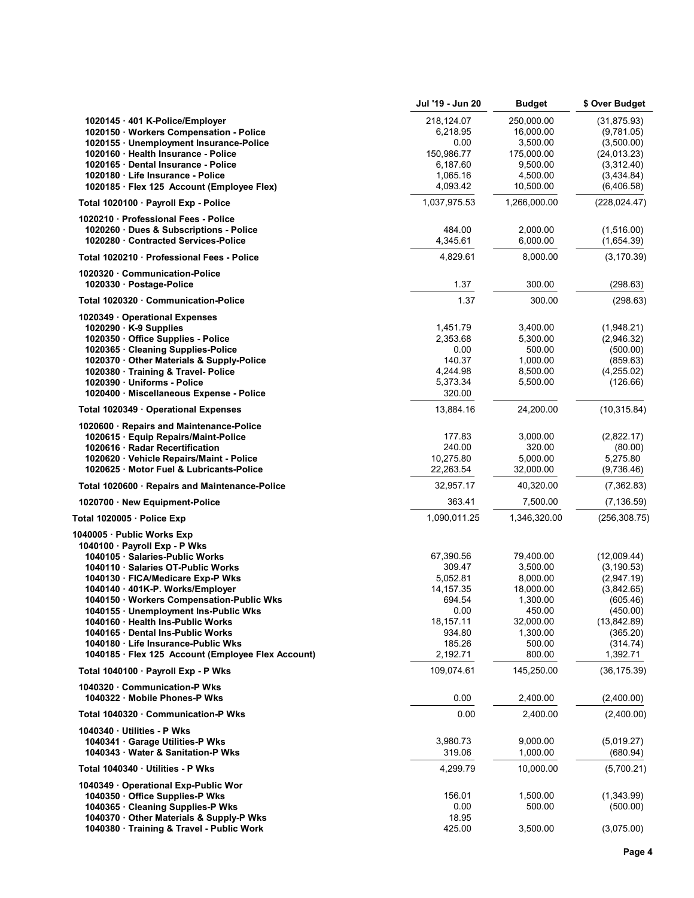| | Jul '19 - Jun 20 | Budget | $ Over Budget |
|---|---|---|---|
| 1020145 · 401 K-Police/Employer | 218,124.07 | 250,000.00 | (31,875.93) |
| 1020150 · Workers Compensation - Police | 6,218.95 | 16,000.00 | (9,781.05) |
| 1020155 · Unemployment Insurance-Police | 0.00 | 3,500.00 | (3,500.00) |
| 1020160 · Health Insurance - Police | 150,986.77 | 175,000.00 | (24,013.23) |
| 1020165 · Dental Insurance - Police | 6,187.60 | 9,500.00 | (3,312.40) |
| 1020180 · Life Insurance - Police | 1,065.16 | 4,500.00 | (3,434.84) |
| 1020185 · Flex 125 Account (Employee Flex) | 4,093.42 | 10,500.00 | (6,406.58) |
| Total 1020100 · Payroll Exp - Police | 1,037,975.53 | 1,266,000.00 | (228,024.47) |
| 1020210 · Professional Fees - Police | | | |
| 1020260 · Dues & Subscriptions - Police | 484.00 | 2,000.00 | (1,516.00) |
| 1020280 · Contracted Services-Police | 4,345.61 | 6,000.00 | (1,654.39) |
| Total 1020210 · Professional Fees - Police | 4,829.61 | 8,000.00 | (3,170.39) |
| 1020320 · Communication-Police | | | |
| 1020330 · Postage-Police | 1.37 | 300.00 | (298.63) |
| Total 1020320 · Communication-Police | 1.37 | 300.00 | (298.63) |
| 1020349 · Operational Expenses | | | |
| 1020290 · K-9 Supplies | 1,451.79 | 3,400.00 | (1,948.21) |
| 1020350 · Office Supplies - Police | 2,353.68 | 5,300.00 | (2,946.32) |
| 1020365 · Cleaning Supplies-Police | 0.00 | 500.00 | (500.00) |
| 1020370 · Other Materials & Supply-Police | 140.37 | 1,000.00 | (859.63) |
| 1020380 · Training & Travel- Police | 4,244.98 | 8,500.00 | (4,255.02) |
| 1020390 · Uniforms - Police | 5,373.34 | 5,500.00 | (126.66) |
| 1020400 · Miscellaneous Expense - Police | 320.00 | | |
| Total 1020349 · Operational Expenses | 13,884.16 | 24,200.00 | (10,315.84) |
| 1020600 · Repairs and Maintenance-Police | | | |
| 1020615 · Equip Repairs/Maint-Police | 177.83 | 3,000.00 | (2,822.17) |
| 1020616 · Radar Recertification | 240.00 | 320.00 | (80.00) |
| 1020620 · Vehicle Repairs/Maint - Police | 10,275.80 | 5,000.00 | 5,275.80 |
| 1020625 · Motor Fuel & Lubricants-Police | 22,263.54 | 32,000.00 | (9,736.46) |
| Total 1020600 · Repairs and Maintenance-Police | 32,957.17 | 40,320.00 | (7,362.83) |
| 1020700 · New Equipment-Police | 363.41 | 7,500.00 | (7,136.59) |
| Total 1020005 · Police Exp | 1,090,011.25 | 1,346,320.00 | (256,308.75) |
| 1040005 · Public Works Exp | | | |
| 1040100 · Payroll Exp - P Wks | | | |
| 1040105 · Salaries-Public Works | 67,390.56 | 79,400.00 | (12,009.44) |
| 1040110 · Salaries OT-Public Works | 309.47 | 3,500.00 | (3,190.53) |
| 1040130 · FICA/Medicare Exp-P Wks | 5,052.81 | 8,000.00 | (2,947.19) |
| 1040140 · 401K-P. Works/Employer | 14,157.35 | 18,000.00 | (3,842.65) |
| 1040150 · Workers Compensation-Public Wks | 694.54 | 1,300.00 | (605.46) |
| 1040155 · Unemployment Ins-Public Wks | 0.00 | 450.00 | (450.00) |
| 1040160 · Health Ins-Public Works | 18,157.11 | 32,000.00 | (13,842.89) |
| 1040165 · Dental Ins-Public Works | 934.80 | 1,300.00 | (365.20) |
| 1040180 · Life Insurance-Public Wks | 185.26 | 500.00 | (314.74) |
| 1040185 · Flex 125 Account (Employee Flex Account) | 2,192.71 | 800.00 | 1,392.71 |
| Total 1040100 · Payroll Exp - P Wks | 109,074.61 | 145,250.00 | (36,175.39) |
| 1040320 · Communication-P Wks | | | |
| 1040322 · Mobile Phones-P Wks | 0.00 | 2,400.00 | (2,400.00) |
| Total 1040320 · Communication-P Wks | 0.00 | 2,400.00 | (2,400.00) |
| 1040340 · Utilities - P Wks | | | |
| 1040341 · Garage Utilities-P Wks | 3,980.73 | 9,000.00 | (5,019.27) |
| 1040343 · Water & Sanitation-P Wks | 319.06 | 1,000.00 | (680.94) |
| Total 1040340 · Utilities - P Wks | 4,299.79 | 10,000.00 | (5,700.21) |
| 1040349 · Operational Exp-Public Wor | | | |
| 1040350 · Office Supplies-P Wks | 156.01 | 1,500.00 | (1,343.99) |
| 1040365 · Cleaning Supplies-P Wks | 0.00 | 500.00 | (500.00) |
| 1040370 · Other Materials & Supply-P Wks | 18.95 | | |
| 1040380 · Training & Travel - Public Work | 425.00 | 3,500.00 | (3,075.00) |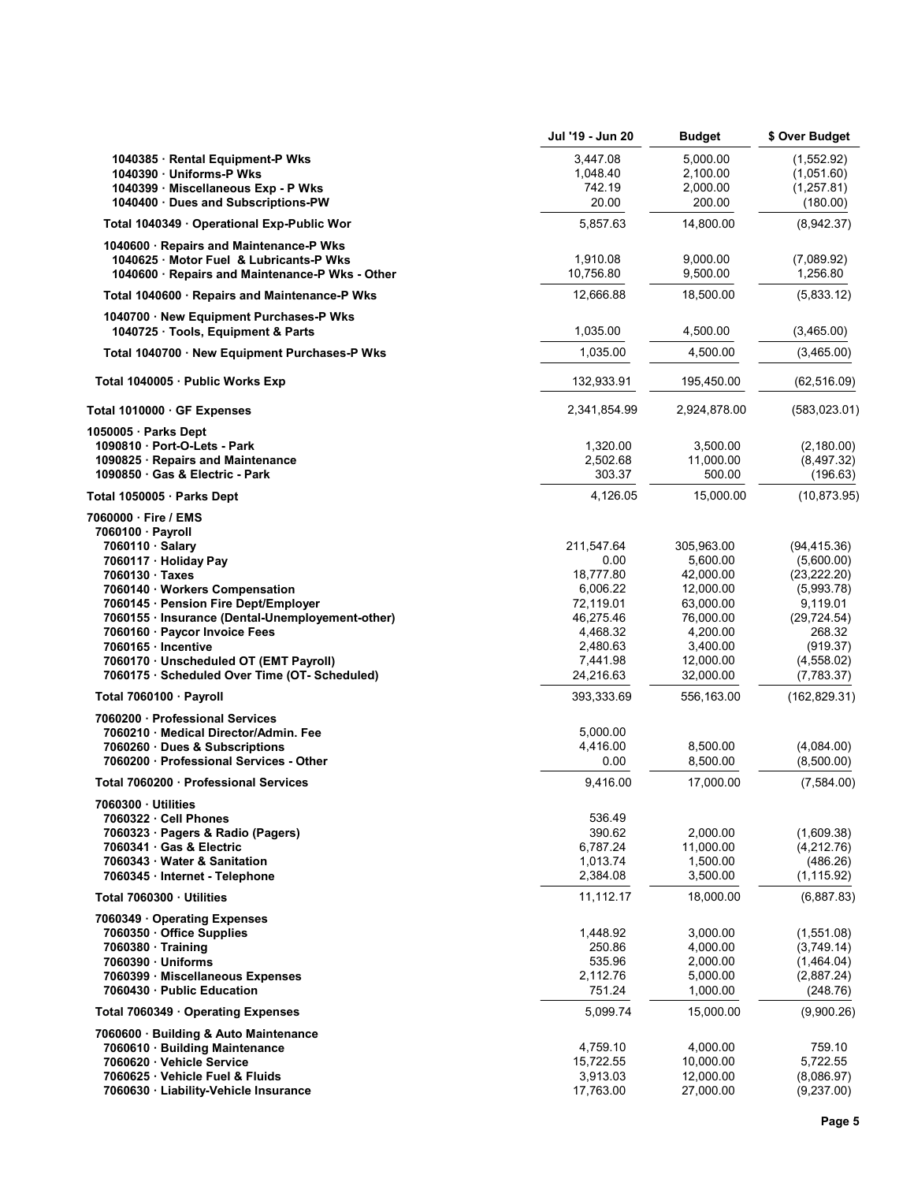| | Jul '19 - Jun 20 | Budget | $ Over Budget |
|---|---|---|---|
| 1040385 · Rental Equipment-P Wks | 3,447.08 | 5,000.00 | (1,552.92) |
| 1040390 · Uniforms-P Wks | 1,048.40 | 2,100.00 | (1,051.60) |
| 1040399 · Miscellaneous Exp - P Wks | 742.19 | 2,000.00 | (1,257.81) |
| 1040400 · Dues and Subscriptions-PW | 20.00 | 200.00 | (180.00) |
| **Total 1040349 · Operational Exp-Public Wor** | 5,857.63 | 14,800.00 | (8,942.37) |
| **1040600 · Repairs and Maintenance-P Wks** | | | |
| 1040625 · Motor Fuel & Lubricants-P Wks | 1,910.08 | 9,000.00 | (7,089.92) |
| 1040600 · Repairs and Maintenance-P Wks - Other | 10,756.80 | 9,500.00 | 1,256.80 |
| **Total 1040600 · Repairs and Maintenance-P Wks** | 12,666.88 | 18,500.00 | (5,833.12) |
| **1040700 · New Equipment Purchases-P Wks** | | | |
| 1040725 · Tools, Equipment & Parts | 1,035.00 | 4,500.00 | (3,465.00) |
| **Total 1040700 · New Equipment Purchases-P Wks** | 1,035.00 | 4,500.00 | (3,465.00) |
| **Total 1040005 · Public Works Exp** | 132,933.91 | 195,450.00 | (62,516.09) |
| **Total 1010000 · GF Expenses** | 2,341,854.99 | 2,924,878.00 | (583,023.01) |
| **1050005 · Parks Dept** | | | |
| 1090810 · Port-O-Lets - Park | 1,320.00 | 3,500.00 | (2,180.00) |
| 1090825 · Repairs and Maintenance | 2,502.68 | 11,000.00 | (8,497.32) |
| 1090850 · Gas & Electric - Park | 303.37 | 500.00 | (196.63) |
| **Total 1050005 · Parks Dept** | 4,126.05 | 15,000.00 | (10,873.95) |
| **7060000 · Fire / EMS** | | | |
| **7060100 · Payroll** | | | |
| 7060110 · Salary | 211,547.64 | 305,963.00 | (94,415.36) |
| 7060117 · Holiday Pay | 0.00 | 5,600.00 | (5,600.00) |
| 7060130 · Taxes | 18,777.80 | 42,000.00 | (23,222.20) |
| 7060140 · Workers Compensation | 6,006.22 | 12,000.00 | (5,993.78) |
| 7060145 · Pension Fire Dept/Employer | 72,119.01 | 63,000.00 | 9,119.01 |
| 7060155 · Insurance (Dental-Unemployement-other) | 46,275.46 | 76,000.00 | (29,724.54) |
| 7060160 · Paycor Invoice Fees | 4,468.32 | 4,200.00 | 268.32 |
| 7060165 · Incentive | 2,480.63 | 3,400.00 | (919.37) |
| 7060170 · Unscheduled OT (EMT Payroll) | 7,441.98 | 12,000.00 | (4,558.02) |
| 7060175 · Scheduled Over Time (OT- Scheduled) | 24,216.63 | 32,000.00 | (7,783.37) |
| **Total 7060100 · Payroll** | 393,333.69 | 556,163.00 | (162,829.31) |
| **7060200 · Professional Services** | | | |
| 7060210 · Medical Director/Admin. Fee | 5,000.00 | | |
| 7060260 · Dues & Subscriptions | 4,416.00 | 8,500.00 | (4,084.00) |
| 7060200 · Professional Services - Other | 0.00 | 8,500.00 | (8,500.00) |
| **Total 7060200 · Professional Services** | 9,416.00 | 17,000.00 | (7,584.00) |
| **7060300 · Utilities** | | | |
| 7060322 · Cell Phones | 536.49 | | |
| 7060323 · Pagers & Radio (Pagers) | 390.62 | 2,000.00 | (1,609.38) |
| 7060341 · Gas & Electric | 6,787.24 | 11,000.00 | (4,212.76) |
| 7060343 · Water & Sanitation | 1,013.74 | 1,500.00 | (486.26) |
| 7060345 · Internet - Telephone | 2,384.08 | 3,500.00 | (1,115.92) |
| **Total 7060300 · Utilities** | 11,112.17 | 18,000.00 | (6,887.83) |
| **7060349 · Operating Expenses** | | | |
| 7060350 · Office Supplies | 1,448.92 | 3,000.00 | (1,551.08) |
| 7060380 · Training | 250.86 | 4,000.00 | (3,749.14) |
| 7060390 · Uniforms | 535.96 | 2,000.00 | (1,464.04) |
| 7060399 · Miscellaneous Expenses | 2,112.76 | 5,000.00 | (2,887.24) |
| 7060430 · Public Education | 751.24 | 1,000.00 | (248.76) |
| **Total 7060349 · Operating Expenses** | 5,099.74 | 15,000.00 | (9,900.26) |
| **7060600 · Building & Auto Maintenance** | | | |
| 7060610 · Building Maintenance | 4,759.10 | 4,000.00 | 759.10 |
| 7060620 · Vehicle Service | 15,722.55 | 10,000.00 | 5,722.55 |
| 7060625 · Vehicle Fuel & Fluids | 3,913.03 | 12,000.00 | (8,086.97) |
| 7060630 · Liability-Vehicle Insurance | 17,763.00 | 27,000.00 | (9,237.00) |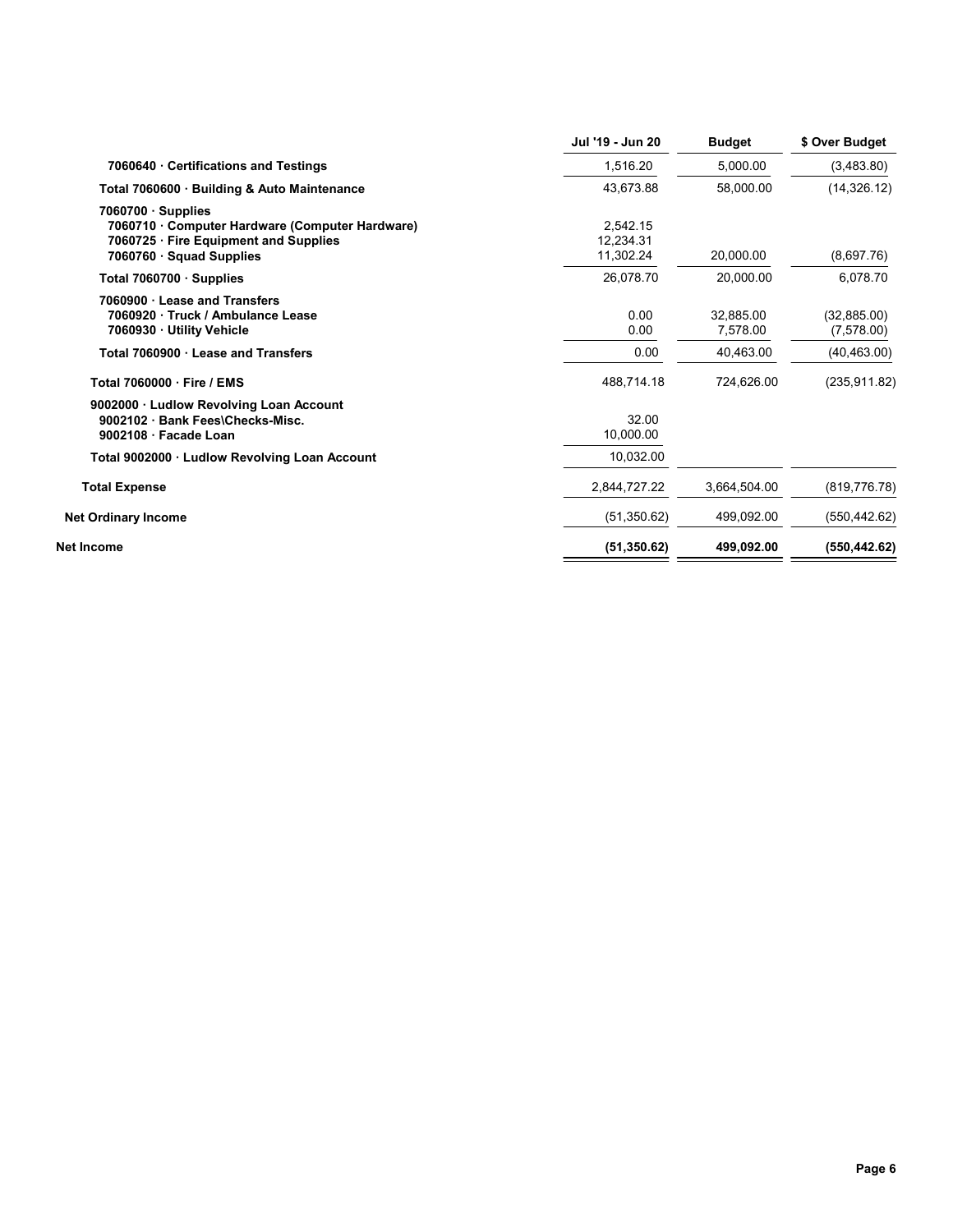| | Jul '19 - Jun 20 | Budget | $ Over Budget |
|---|---|---|---|
| 7060640 · Certifications and Testings | 1,516.20 | 5,000.00 | (3,483.80) |
| Total 7060600 · Building & Auto Maintenance | 43,673.88 | 58,000.00 | (14,326.12) |
| 7060700 · Supplies | | | |
| 7060710 · Computer Hardware (Computer Hardware) | 2,542.15 | | |
| 7060725 · Fire Equipment and Supplies | 12,234.31 | | |
| 7060760 · Squad Supplies | 11,302.24 | 20,000.00 | (8,697.76) |
| Total 7060700 · Supplies | 26,078.70 | 20,000.00 | 6,078.70 |
| 7060900 · Lease and Transfers | | | |
| 7060920 · Truck / Ambulance Lease | 0.00 | 32,885.00 | (32,885.00) |
| 7060930 · Utility Vehicle | 0.00 | 7,578.00 | (7,578.00) |
| Total 7060900 · Lease and Transfers | 0.00 | 40,463.00 | (40,463.00) |
| Total 7060000 · Fire / EMS | 488,714.18 | 724,626.00 | (235,911.82) |
| 9002000 · Ludlow Revolving Loan Account | | | |
| 9002102 · Bank Fees\Checks-Misc. | 32.00 | | |
| 9002108 · Facade Loan | 10,000.00 | | |
| Total 9002000 · Ludlow Revolving Loan Account | 10,032.00 | | |
| Total Expense | 2,844,727.22 | 3,664,504.00 | (819,776.78) |
| Net Ordinary Income | (51,350.62) | 499,092.00 | (550,442.62) |
| **Net Income** | **(51,350.62)** | **499,092.00** | **(550,442.62)** |